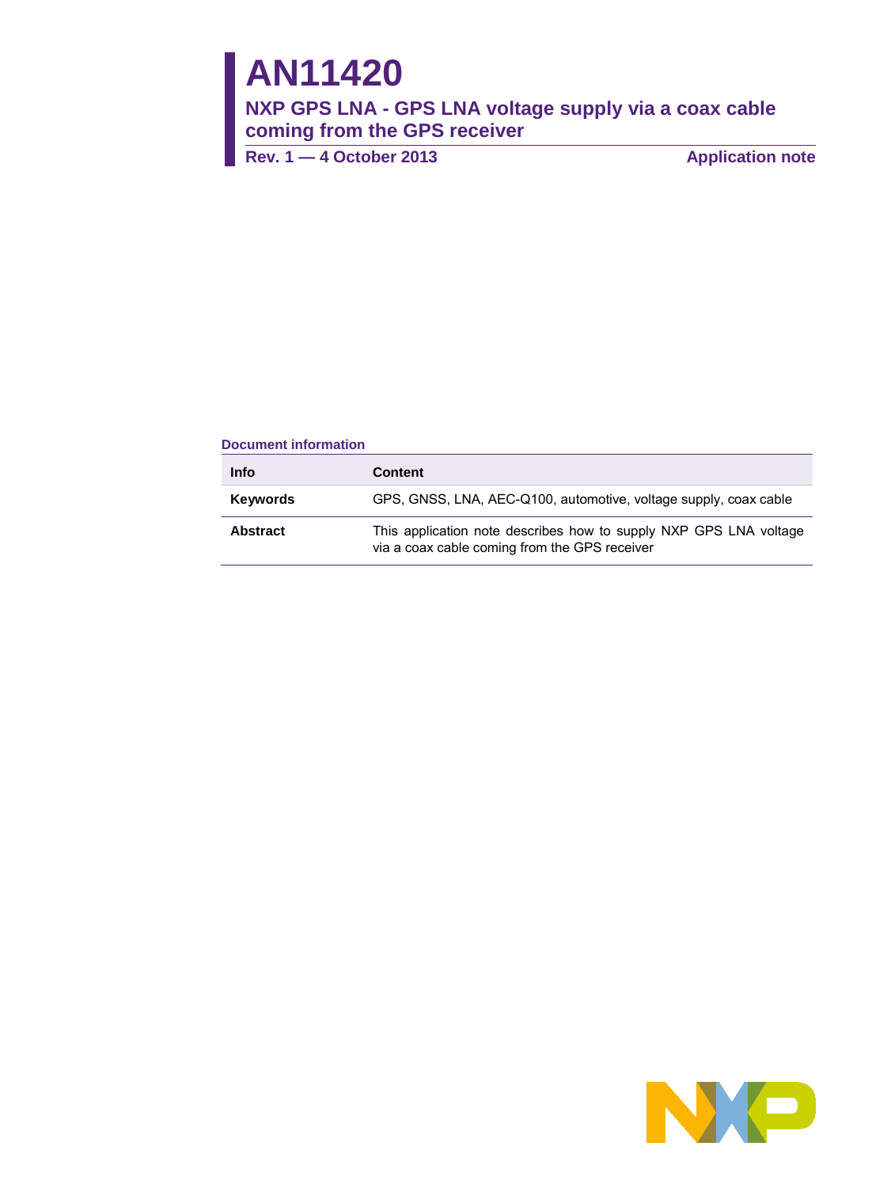# AN11420

## NXP GPS LNA - GPS LNA voltage supply via a coax cable coming from the GPS receiver

**Rev. 1 — 4 October 2013** **Application note**

**Document information**

| Info | Content |
|---|---|
| **Keywords** | GPS, GNSS, LNA, AEC-Q100, automotive, voltage supply, coax cable |
| **Abstract** | This application note describes how to supply NXP GPS LNA voltage via a coax cable coming from the GPS receiver |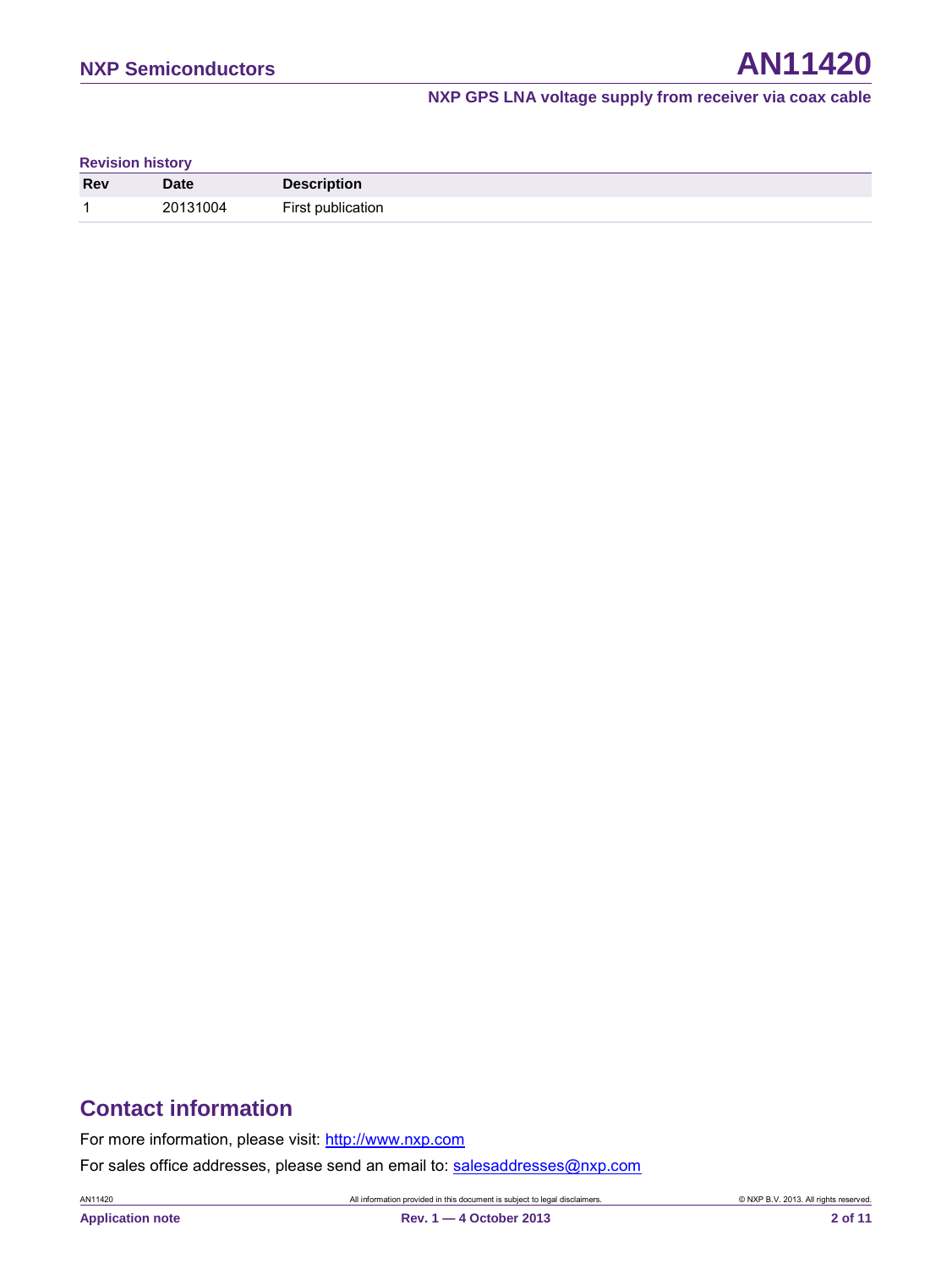**Revision history**

| Rev | Date | Description |
| --- | --- | --- |
| 1 | 20131004 | First publication |

## Contact information

For more information, please visit: http://www.nxp.com

For sales office addresses, please send an email to: salesaddresses@nxp.com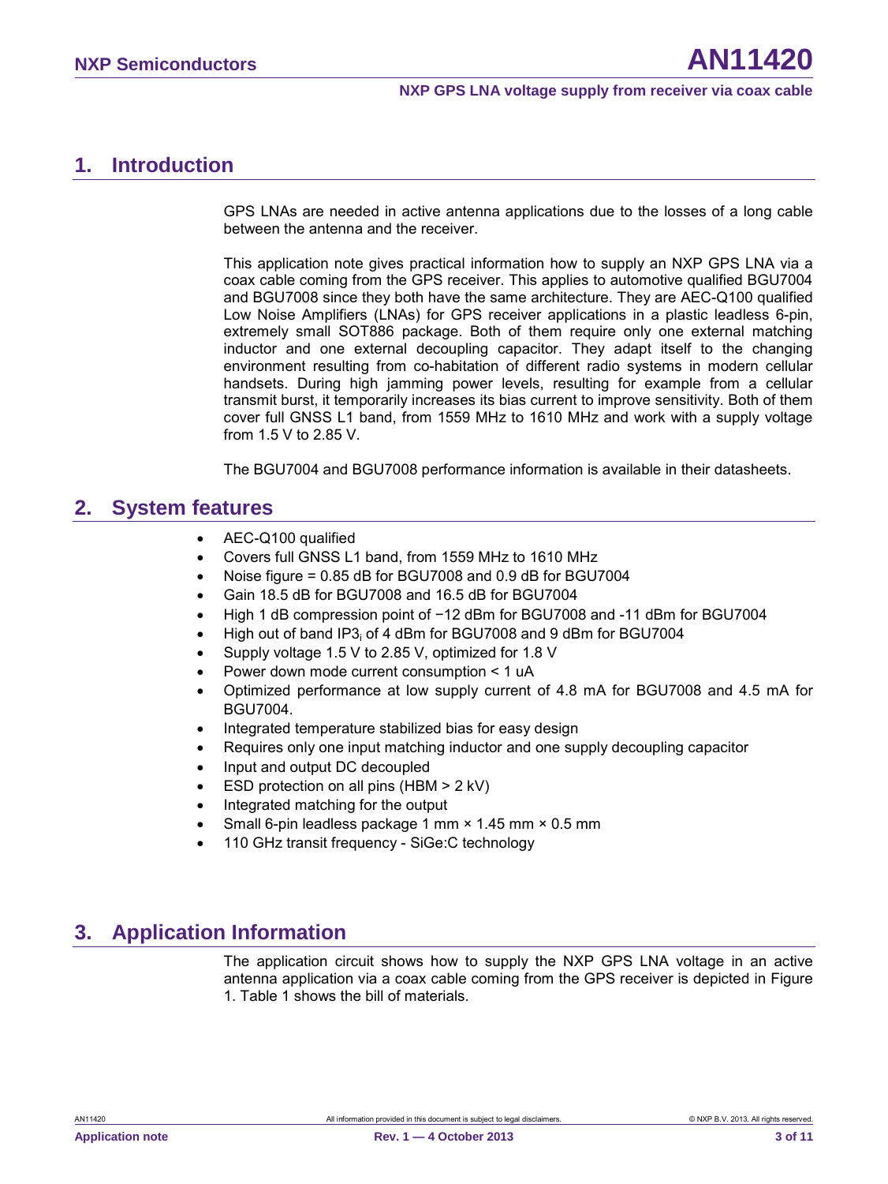## 1. Introduction

GPS LNAs are needed in active antenna applications due to the losses of a long cable between the antenna and the receiver.

This application note gives practical information how to supply an NXP GPS LNA via a coax cable coming from the GPS receiver. This applies to automotive qualified BGU7004 and BGU7008 since they both have the same architecture. They are AEC-Q100 qualified Low Noise Amplifiers (LNAs) for GPS receiver applications in a plastic leadless 6-pin, extremely small SOT886 package. Both of them require only one external matching inductor and one external decoupling capacitor. They adapt itself to the changing environment resulting from co-habitation of different radio systems in modern cellular handsets. During high jamming power levels, resulting for example from a cellular transmit burst, it temporarily increases its bias current to improve sensitivity. Both of them cover full GNSS L1 band, from 1559 MHz to 1610 MHz and work with a supply voltage from 1.5 V to 2.85 V.

The BGU7004 and BGU7008 performance information is available in their datasheets.

## 2. System features

- AEC-Q100 qualified
- Covers full GNSS L1 band, from 1559 MHz to 1610 MHz
- Noise figure = 0.85 dB for BGU7008 and 0.9 dB for BGU7004
- Gain 18.5 dB for BGU7008 and 16.5 dB for BGU7004
- High 1 dB compression point of −12 dBm for BGU7008 and -11 dBm for BGU7004
- High out of band $IP3_i$ of 4 dBm for BGU7008 and 9 dBm for BGU7004
- Supply voltage 1.5 V to 2.85 V, optimized for 1.8 V
- Power down mode current consumption < 1 uA
- Optimized performance at low supply current of 4.8 mA for BGU7008 and 4.5 mA for BGU7004.
- Integrated temperature stabilized bias for easy design
- Requires only one input matching inductor and one supply decoupling capacitor
- Input and output DC decoupled
- ESD protection on all pins (HBM > 2 kV)
- Integrated matching for the output
- Small 6-pin leadless package 1 mm × 1.45 mm × 0.5 mm
- 110 GHz transit frequency - SiGe:C technology

## 3. Application Information

The application circuit shows how to supply the NXP GPS LNA voltage in an active antenna application via a coax cable coming from the GPS receiver is depicted in Figure 1. Table 1 shows the bill of materials.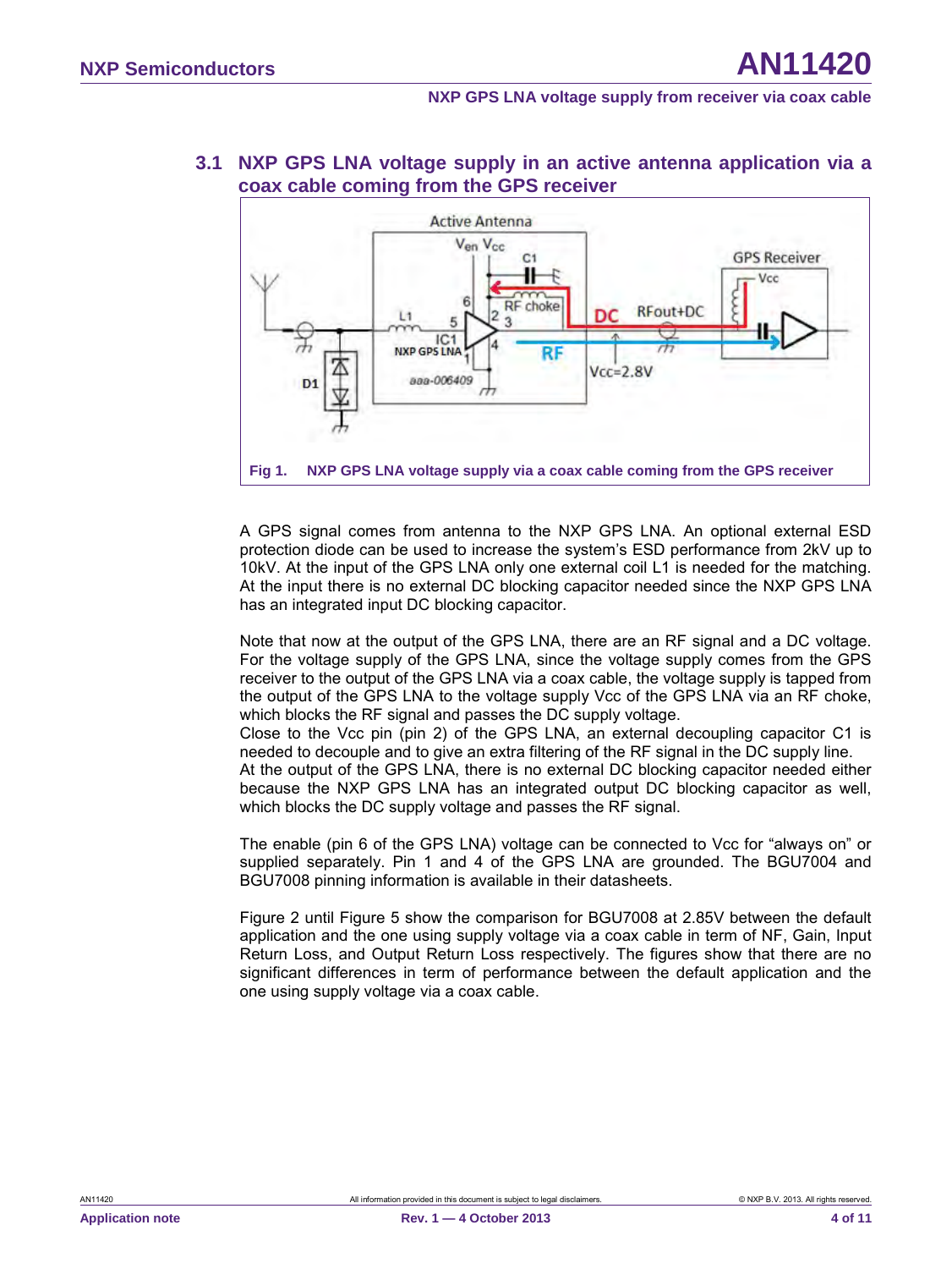### 3.1 NXP GPS LNA voltage supply in an active antenna application via a coax cable coming from the GPS receiver

Fig 1. NXP GPS LNA voltage supply via a coax cable coming from the GPS receiver

A GPS signal comes from antenna to the NXP GPS LNA. An optional external ESD protection diode can be used to increase the system's ESD performance from 2kV up to 10kV. At the input of the GPS LNA only one external coil L1 is needed for the matching. At the input there is no external DC blocking capacitor needed since the NXP GPS LNA has an integrated input DC blocking capacitor.

Note that now at the output of the GPS LNA, there are an RF signal and a DC voltage. For the voltage supply of the GPS LNA, since the voltage supply comes from the GPS receiver to the output of the GPS LNA via a coax cable, the voltage supply is tapped from the output of the GPS LNA to the voltage supply Vcc of the GPS LNA via an RF choke, which blocks the RF signal and passes the DC supply voltage.
Close to the Vcc pin (pin 2) of the GPS LNA, an external decoupling capacitor C1 is needed to decouple and to give an extra filtering of the RF signal in the DC supply line.
At the output of the GPS LNA, there is no external DC blocking capacitor needed either because the NXP GPS LNA has an integrated output DC blocking capacitor as well, which blocks the DC supply voltage and passes the RF signal.

The enable (pin 6 of the GPS LNA) voltage can be connected to Vcc for "always on" or supplied separately. Pin 1 and 4 of the GPS LNA are grounded. The BGU7004 and BGU7008 pinning information is available in their datasheets.

Figure 2 until Figure 5 show the comparison for BGU7008 at 2.85V between the default application and the one using supply voltage via a coax cable in term of NF, Gain, Input Return Loss, and Output Return Loss respectively. The figures show that there are no significant differences in term of performance between the default application and the one using supply voltage via a coax cable.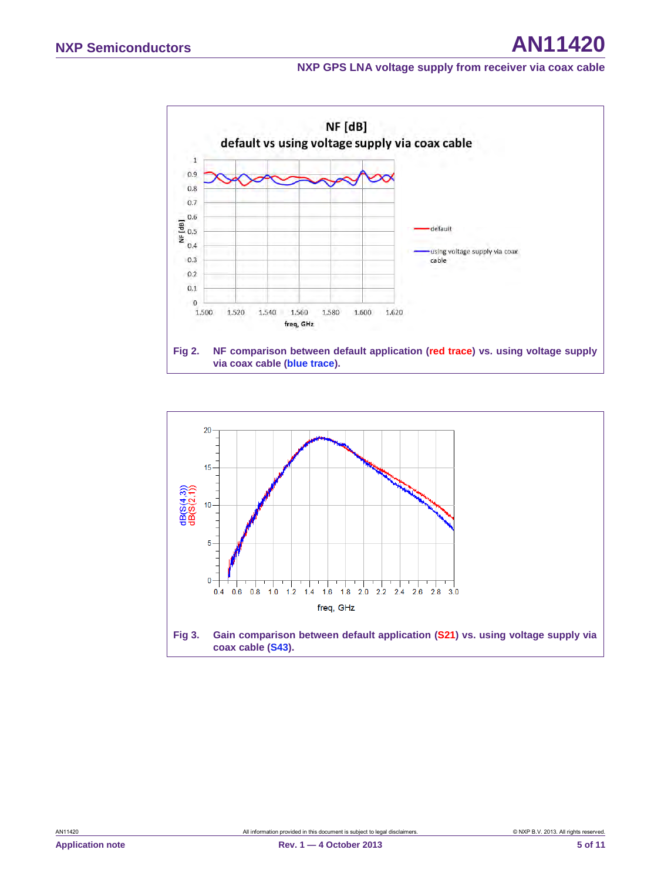Fig 2. NF comparison between default application (red trace) vs. using voltage supply via coax cable (blue trace).

Fig 3. Gain comparison between default application (S21) vs. using voltage supply via coax cable (S43).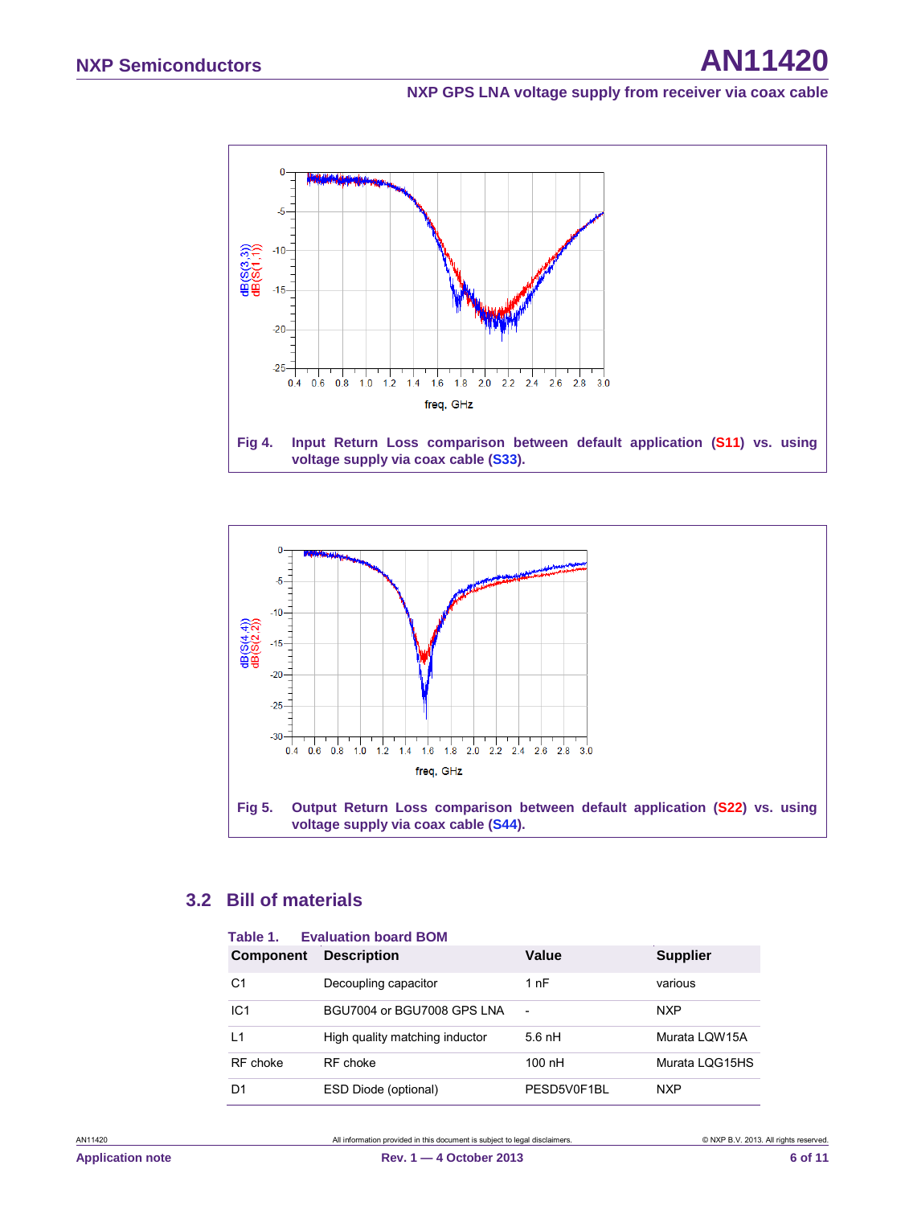Fig 4. Input Return Loss comparison between default application (S11) vs. using voltage supply via coax cable (S33).

Fig 5. Output Return Loss comparison between default application (S22) vs. using voltage supply via coax cable (S44).

## 3.2 Bill of materials

**Table 1. Evaluation board BOM**

| Component | Description | Value | Supplier |
|---|---|---|---|
| C1 | Decoupling capacitor | 1 nF | various |
| IC1 | BGU7004 or BGU7008 GPS LNA | - | NXP |
| L1 | High quality matching inductor | 5.6 nH | Murata LQW15A |
| RF choke | RF choke | 100 nH | Murata LQG15HS |
| D1 | ESD Diode (optional) | PESD5V0F1BL | NXP |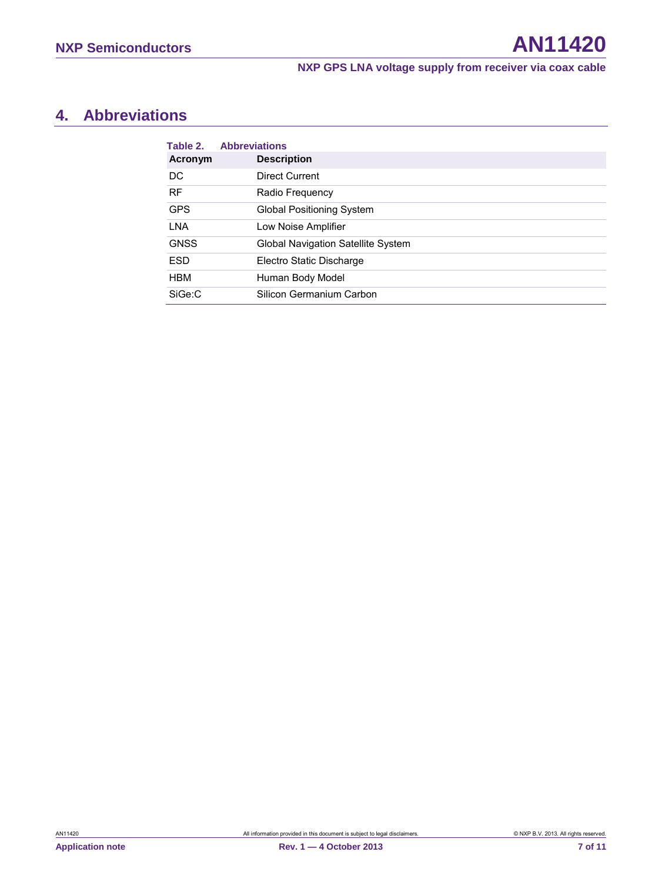## 4. Abbreviations

**Table 2. Abbreviations**

| Acronym | Description |
| --- | --- |
| DC | Direct Current |
| RF | Radio Frequency |
| GPS | Global Positioning System |
| LNA | Low Noise Amplifier |
| GNSS | Global Navigation Satellite System |
| ESD | Electro Static Discharge |
| HBM | Human Body Model |
| SiGe:C | Silicon Germanium Carbon |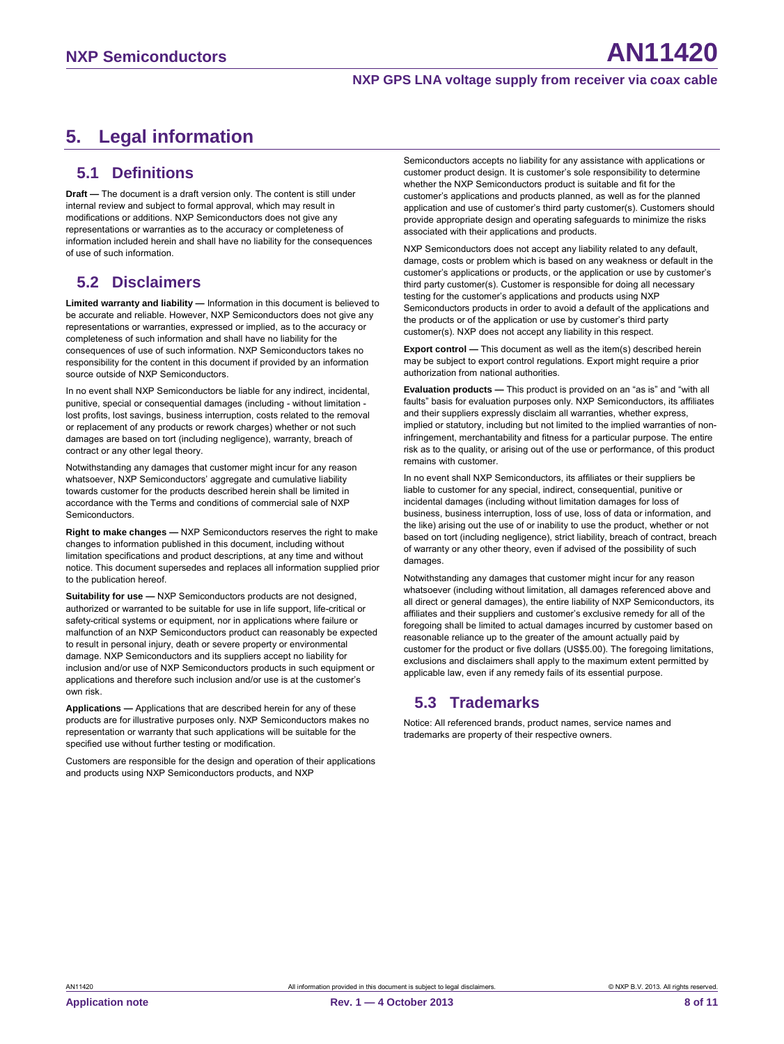# 5. Legal information

## 5.1 Definitions

**Draft —** The document is a draft version only. The content is still under internal review and subject to formal approval, which may result in modifications or additions. NXP Semiconductors does not give any representations or warranties as to the accuracy or completeness of information included herein and shall have no liability for the consequences of use of such information.

## 5.2 Disclaimers

**Limited warranty and liability —** Information in this document is believed to be accurate and reliable. However, NXP Semiconductors does not give any representations or warranties, expressed or implied, as to the accuracy or completeness of such information and shall have no liability for the consequences of use of such information. NXP Semiconductors takes no responsibility for the content in this document if provided by an information source outside of NXP Semiconductors.

In no event shall NXP Semiconductors be liable for any indirect, incidental, punitive, special or consequential damages (including - without limitation - lost profits, lost savings, business interruption, costs related to the removal or replacement of any products or rework charges) whether or not such damages are based on tort (including negligence), warranty, breach of contract or any other legal theory.

Notwithstanding any damages that customer might incur for any reason whatsoever, NXP Semiconductors' aggregate and cumulative liability towards customer for the products described herein shall be limited in accordance with the Terms and conditions of commercial sale of NXP Semiconductors.

**Right to make changes —** NXP Semiconductors reserves the right to make changes to information published in this document, including without limitation specifications and product descriptions, at any time and without notice. This document supersedes and replaces all information supplied prior to the publication hereof.

**Suitability for use —** NXP Semiconductors products are not designed, authorized or warranted to be suitable for use in life support, life-critical or safety-critical systems or equipment, nor in applications where failure or malfunction of an NXP Semiconductors product can reasonably be expected to result in personal injury, death or severe property or environmental damage. NXP Semiconductors and its suppliers accept no liability for inclusion and/or use of NXP Semiconductors products in such equipment or applications and therefore such inclusion and/or use is at the customer's own risk.

**Applications —** Applications that are described herein for any of these products are for illustrative purposes only. NXP Semiconductors makes no representation or warranty that such applications will be suitable for the specified use without further testing or modification.

Customers are responsible for the design and operation of their applications and products using NXP Semiconductors products, and NXP Semiconductors accepts no liability for any assistance with applications or customer product design. It is customer's sole responsibility to determine whether the NXP Semiconductors product is suitable and fit for the customer's applications and products planned, as well as for the planned application and use of customer's third party customer(s). Customers should provide appropriate design and operating safeguards to minimize the risks associated with their applications and products.

NXP Semiconductors does not accept any liability related to any default, damage, costs or problem which is based on any weakness or default in the customer's applications or products, or the application or use by customer's third party customer(s). Customer is responsible for doing all necessary testing for the customer's applications and products using NXP Semiconductors products in order to avoid a default of the applications and the products or of the application or use by customer's third party customer(s). NXP does not accept any liability in this respect.

**Export control —** This document as well as the item(s) described herein may be subject to export control regulations. Export might require a prior authorization from national authorities.

**Evaluation products —** This product is provided on an "as is" and "with all faults" basis for evaluation purposes only. NXP Semiconductors, its affiliates and their suppliers expressly disclaim all warranties, whether express, implied or statutory, including but not limited to the implied warranties of non-infringement, merchantability and fitness for a particular purpose. The entire risk as to the quality, or arising out of the use or performance, of this product remains with customer.

In no event shall NXP Semiconductors, its affiliates or their suppliers be liable to customer for any special, indirect, consequential, punitive or incidental damages (including without limitation damages for loss of business, business interruption, loss of use, loss of data or information, and the like) arising out the use of or inability to use the product, whether or not based on tort (including negligence), strict liability, breach of contract, breach of warranty or any other theory, even if advised of the possibility of such damages.

Notwithstanding any damages that customer might incur for any reason whatsoever (including without limitation, all damages referenced above and all direct or general damages), the entire liability of NXP Semiconductors, its affiliates and their suppliers and customer's exclusive remedy for all of the foregoing shall be limited to actual damages incurred by customer based on reasonable reliance up to the greater of the amount actually paid by customer for the product or five dollars (US$5.00). The foregoing limitations, exclusions and disclaimers shall apply to the maximum extent permitted by applicable law, even if any remedy fails of its essential purpose.

## 5.3 Trademarks

Notice: All referenced brands, product names, service names and trademarks are property of their respective owners.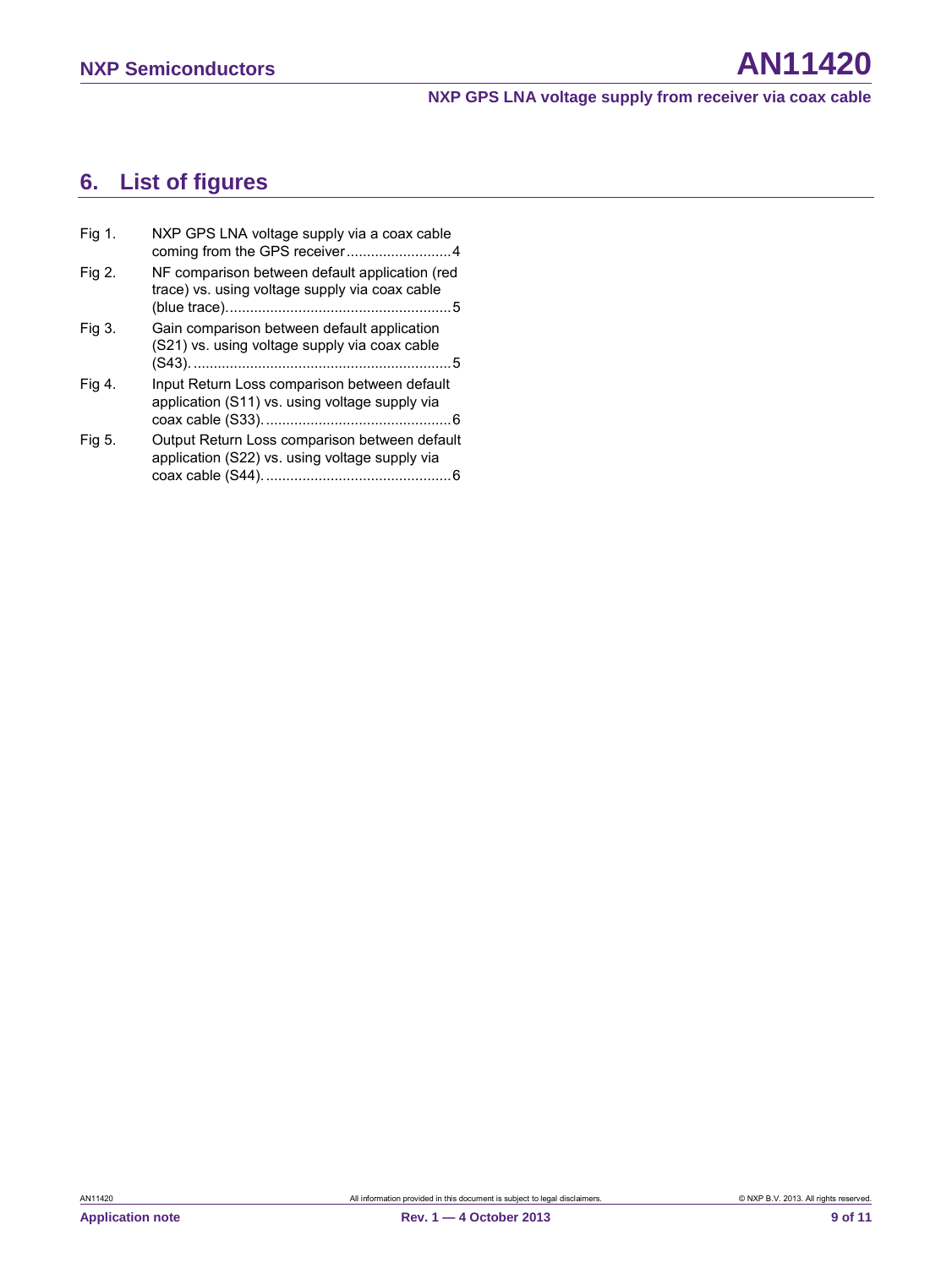## 6. List of figures

Fig 1. NXP GPS LNA voltage supply via a coax cable coming from the GPS receiver ..........................4

Fig 2. NF comparison between default application (red trace) vs. using voltage supply via coax cable (blue trace).......................................................5

Fig 3. Gain comparison between default application (S21) vs. using voltage supply via coax cable (S43). ................................................................5

Fig 4. Input Return Loss comparison between default application (S11) vs. using voltage supply via coax cable (S33). .............................................6

Fig 5. Output Return Loss comparison between default application (S22) vs. using voltage supply via coax cable (S44). .............................................6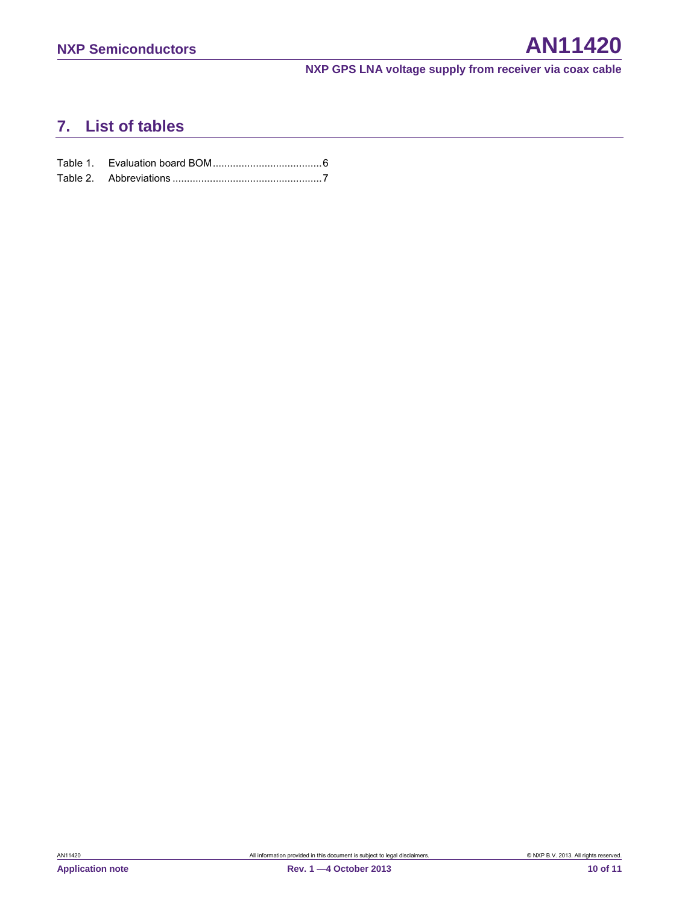## 7. List of tables

Table 1. Evaluation board BOM......................................6

Table 2. Abbreviations ...................................................7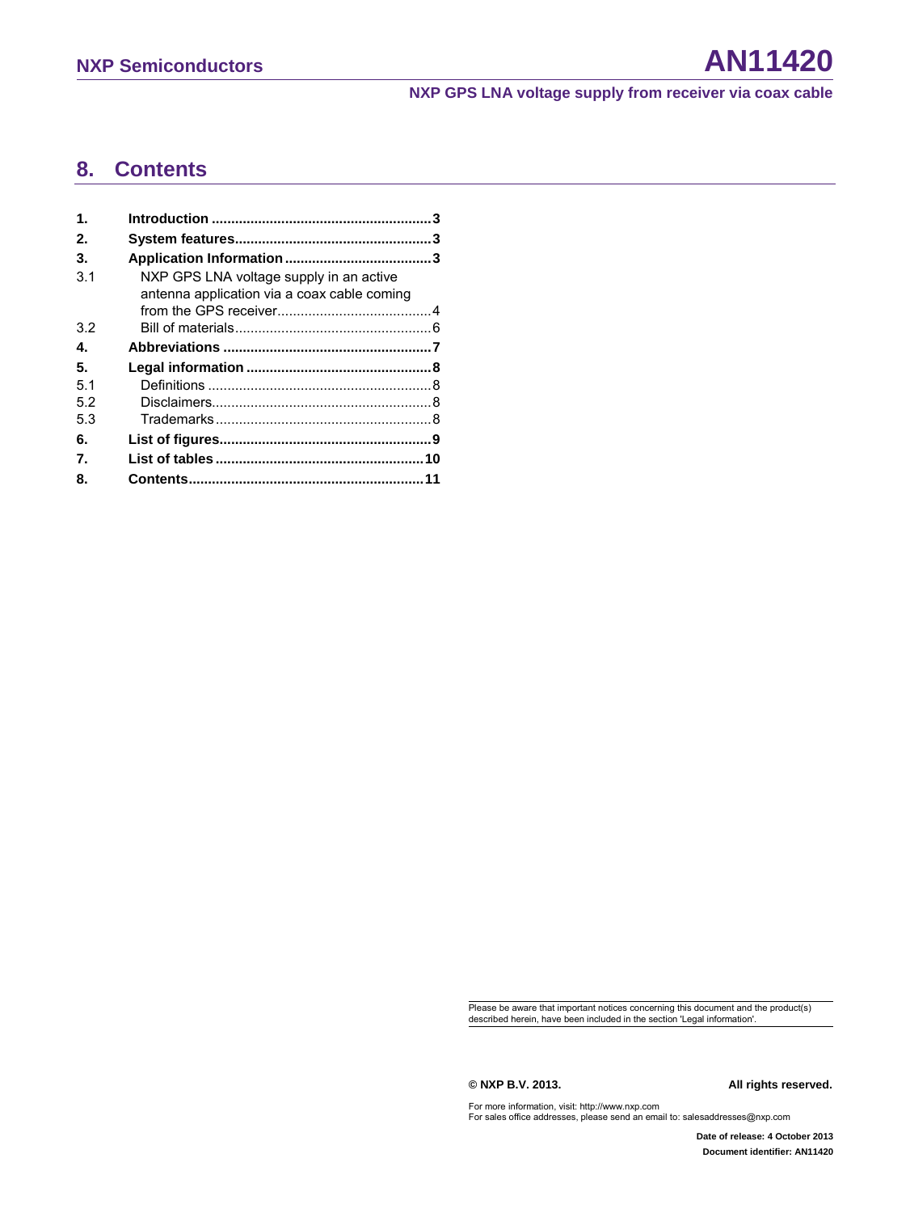## 8. Contents

| | | |
|---|---|---|
| **1.** | **Introduction** | **3** |
| **2.** | **System features** | **3** |
| **3.** | **Application Information** | **3** |
| 3.1 | NXP GPS LNA voltage supply in an active antenna application via a coax cable coming from the GPS receiver | 4 |
| 3.2 | Bill of materials | 6 |
| **4.** | **Abbreviations** | **7** |
| **5.** | **Legal information** | **8** |
| 5.1 | Definitions | 8 |
| 5.2 | Disclaimers | 8 |
| 5.3 | Trademarks | 8 |
| **6.** | **List of figures** | **9** |
| **7.** | **List of tables** | **10** |
| **8.** | **Contents** | **11** |

Please be aware that important notices concerning this document and the product(s) described herein, have been included in the section 'Legal information'.

**© NXP B.V. 2013.** **All rights reserved.**

For more information, visit: http://www.nxp.com
For sales office addresses, please send an email to: salesaddresses@nxp.com

**Date of release: 4 October 2013**
**Document identifier: AN11420**